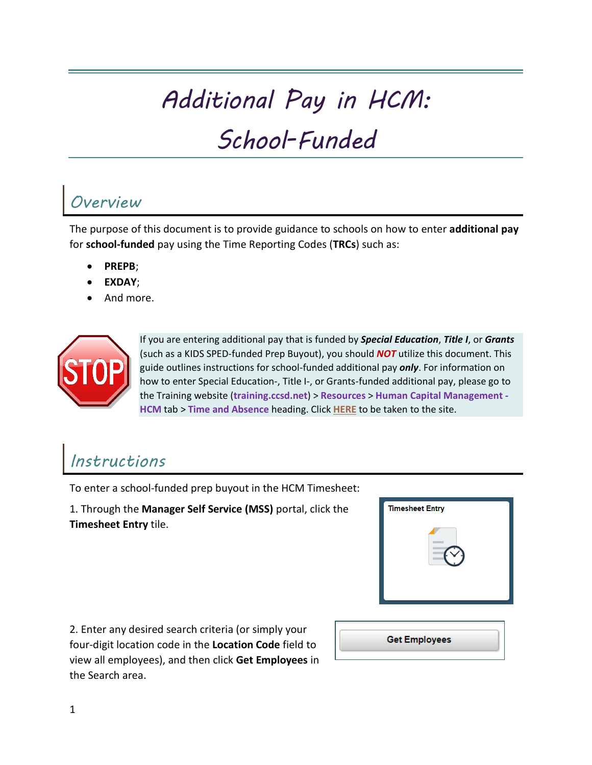# Additional Pay in HCM: School-Funded

## Overview

The purpose of this document is to provide guidance to schools on how to enter **additional pay** for **school-funded** pay using the Time Reporting Codes (**TRCs**) such as:

- **PREPB**;
- **EXDAY**;
- And more.

If you are entering additional pay that is funded by ***Special Education***, ***Title I***, or ***Grants*** (such as a KIDS SPED-funded Prep Buyout), you should ***NOT*** utilize this document. This guide outlines instructions for school-funded additional pay ***only***. For information on how to enter Special Education-, Title I-, or Grants-funded additional pay, please go to the Training website (**training.ccsd.net**) > **Resources** > **Human Capital Management - HCM** tab > **Time and Absence** heading. Click **HERE** to be taken to the site.

## Instructions

To enter a school-funded prep buyout in the HCM Timesheet:

1. Through the **Manager Self Service (MSS)** portal, click the **Timesheet Entry** tile.

2. Enter any desired search criteria (or simply your four-digit location code in the **Location Code** field to view all employees), and then click **Get Employees** in the Search area.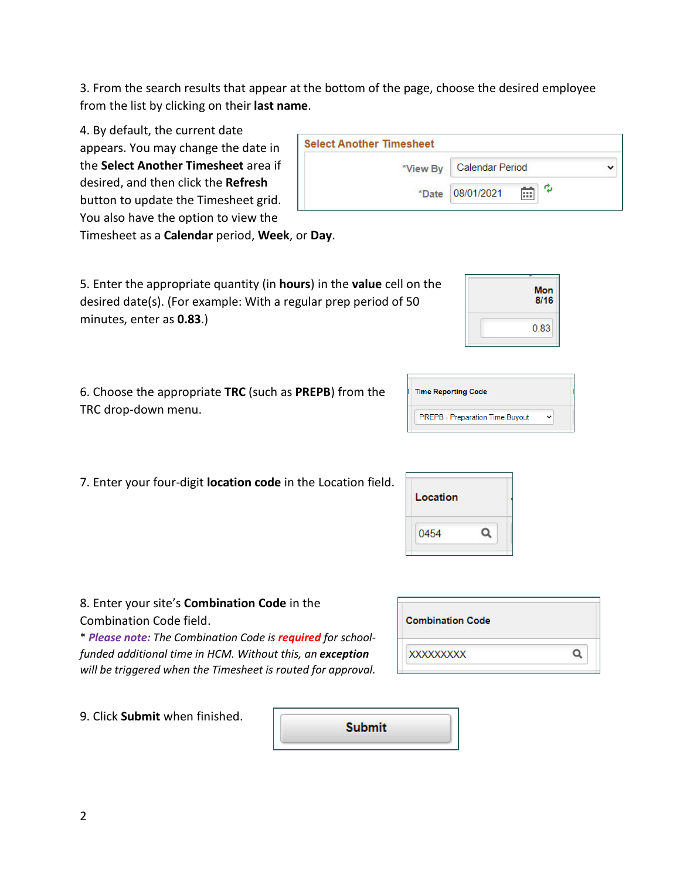3. From the search results that appear at the bottom of the page, choose the desired employee from the list by clicking on their **last name**.

4. By default, the current date appears. You may change the date in the **Select Another Timesheet** area if desired, and then click the **Refresh** button to update the Timesheet grid. You also have the option to view the Timesheet as a **Calendar** period, **Week**, or **Day**.

5. Enter the appropriate quantity (in **hours**) in the **value** cell on the desired date(s). (For example: With a regular prep period of 50 minutes, enter as **0.83**.)

6. Choose the appropriate **TRC** (such as **PREPB**) from the TRC drop-down menu.

7. Enter your four-digit **location code** in the Location field.

8. Enter your site's **Combination Code** in the Combination Code field.
* ***Please note:*** *The Combination Code is* ***required*** *for school-funded additional time in HCM. Without this, an* ***exception*** *will be triggered when the Timesheet is routed for approval.*

9. Click **Submit** when finished.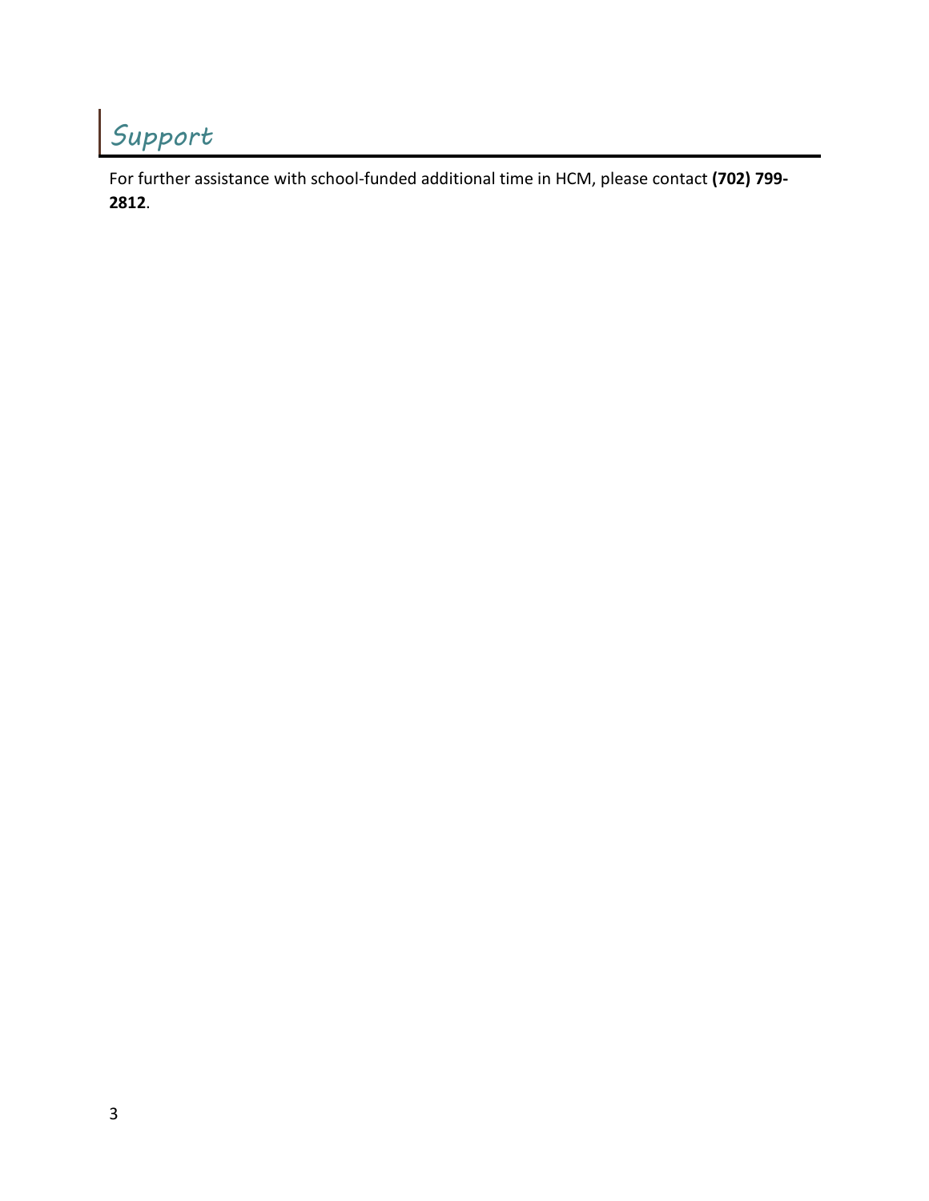# Support

For further assistance with school-funded additional time in HCM, please contact **(702) 799-2812**.